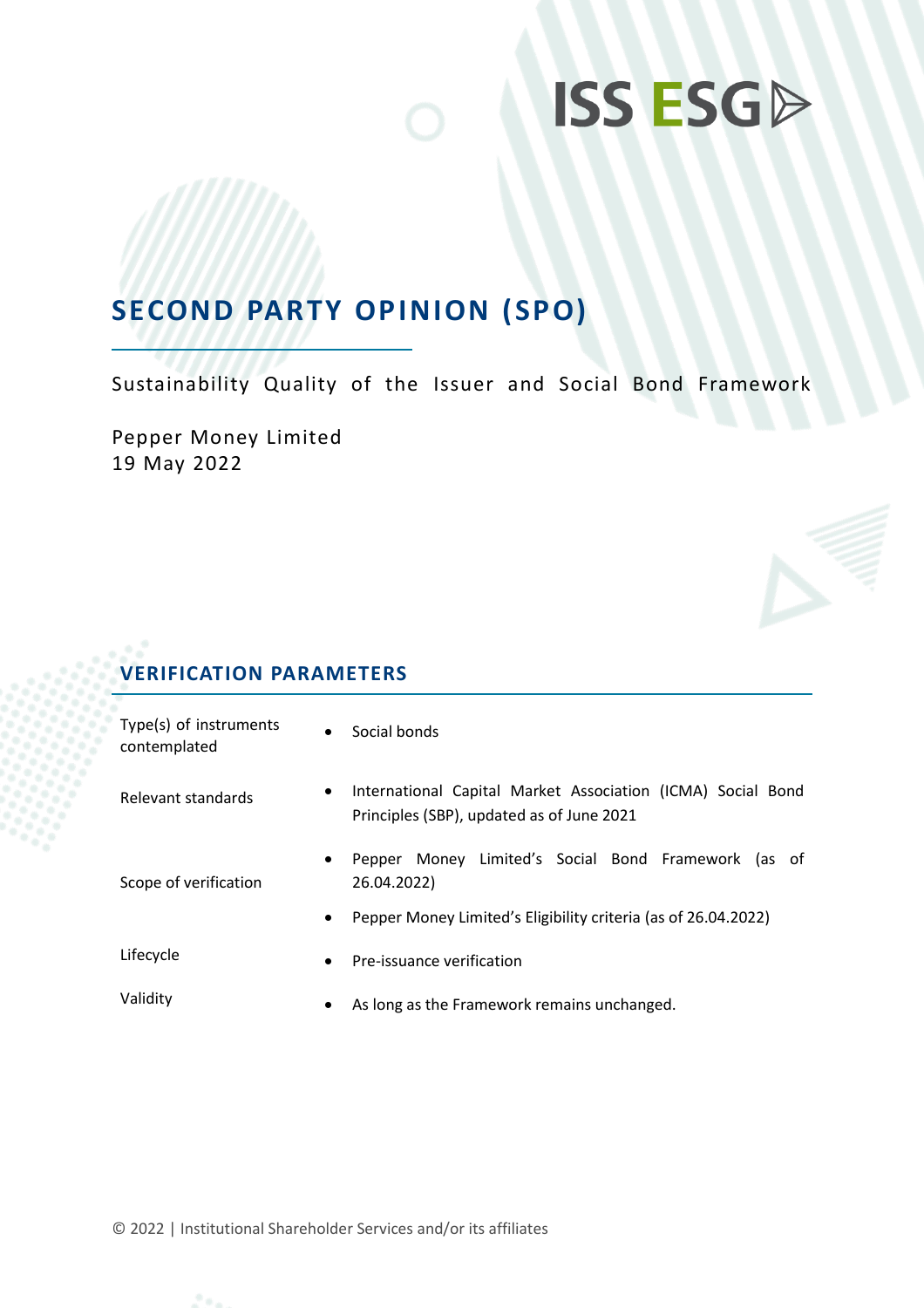ISS ESG

# SECOND PARTY OPINION (SPO)

Sustainability Quality of the Issuer and Social Bond Framework

Pepper Money Limited
19 May 2022

## VERIFICATION PARAMETERS

| | |
|---|---|
| Type(s) of instruments contemplated | • Social bonds |
| Relevant standards | • International Capital Market Association (ICMA) Social Bond Principles (SBP), updated as of June 2021 |
| Scope of verification | • Pepper Money Limited's Social Bond Framework (as of 26.04.2022)<br>• Pepper Money Limited's Eligibility criteria (as of 26.04.2022) |
| Lifecycle | • Pre-issuance verification |
| Validity | • As long as the Framework remains unchanged. |

© 2022 | Institutional Shareholder Services and/or its affiliates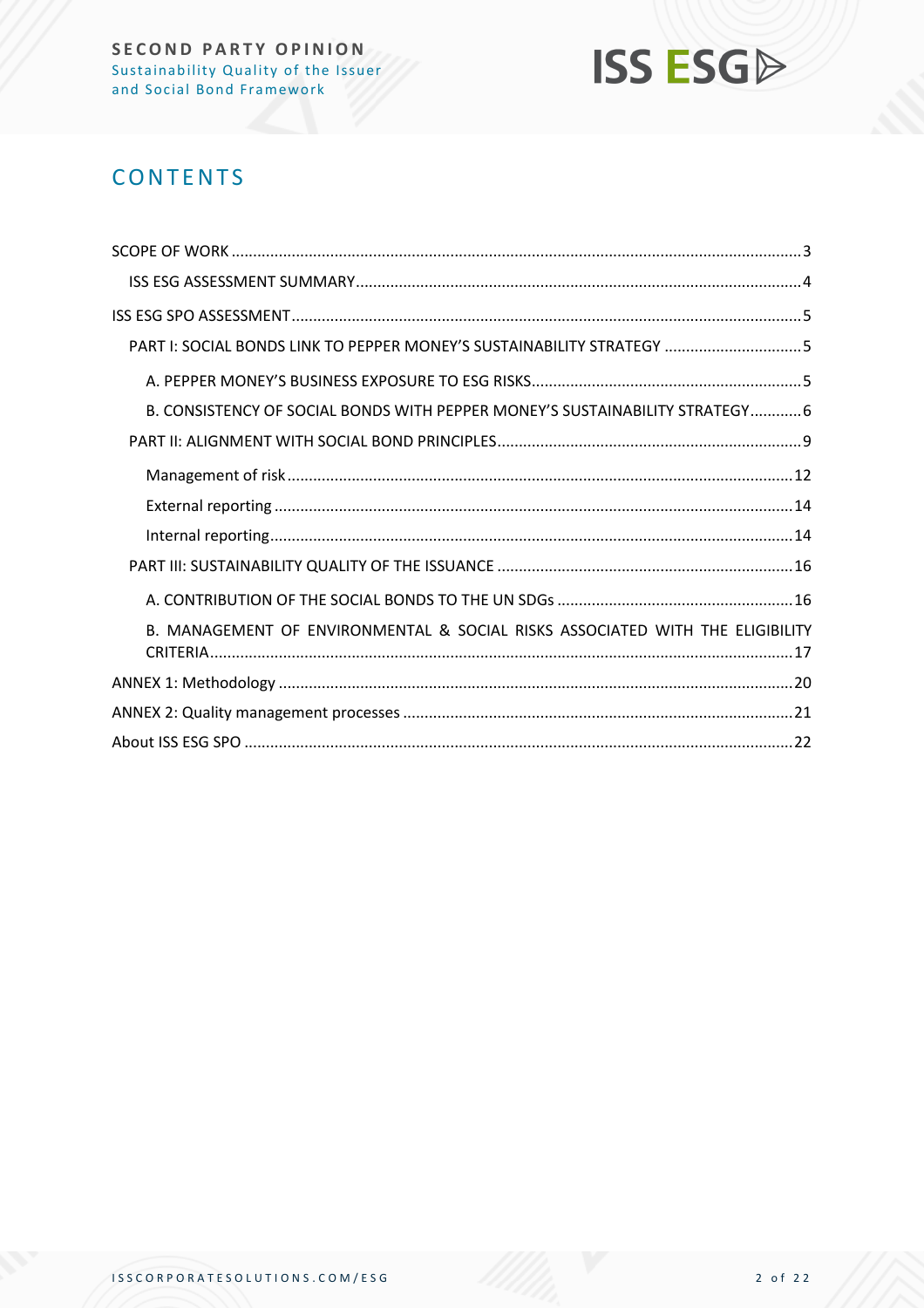# CONTENTS

SCOPE OF WORK ......................................................................................................................................3

ISS ESG ASSESSMENT SUMMARY .........................................................................................................4

ISS ESG SPO ASSESSMENT .......................................................................................................................5

PART I: SOCIAL BONDS LINK TO PEPPER MONEY'S SUSTAINABILITY STRATEGY ...............................5

A. PEPPER MONEY'S BUSINESS EXPOSURE TO ESG RISKS..............................................................5

B. CONSISTENCY OF SOCIAL BONDS WITH PEPPER MONEY'S SUSTAINABILITY STRATEGY............6

PART II: ALIGNMENT WITH SOCIAL BOND PRINCIPLES......................................................................9

Management of risk....................................................................................................................12

External reporting........................................................................................................................14

Internal reporting.........................................................................................................................14

PART III: SUSTAINABILITY QUALITY OF THE ISSUANCE .....................................................................16

A. CONTRIBUTION OF THE SOCIAL BONDS TO THE UN SDGs .......................................................16

B. MANAGEMENT OF ENVIRONMENTAL & SOCIAL RISKS ASSOCIATED WITH THE ELIGIBILITY CRITERIA........................................................................................................................................17

ANNEX 1: Methodology .........................................................................................................................20

ANNEX 2: Quality management processes ...........................................................................................21

About ISS ESG SPO ..................................................................................................................................22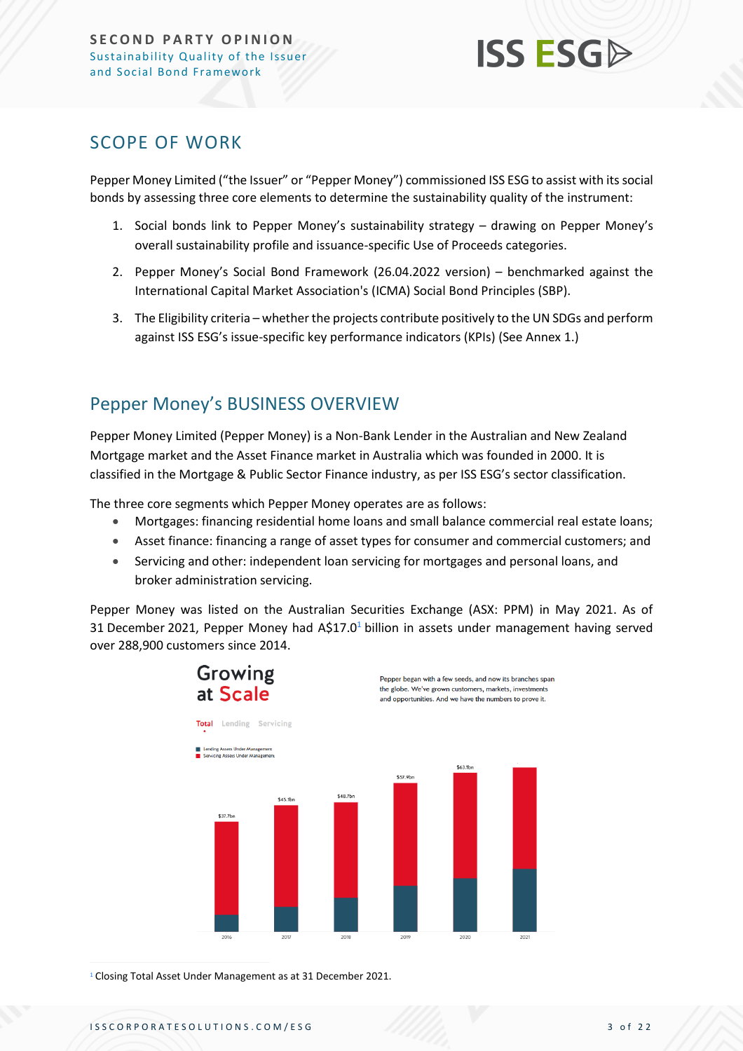## SCOPE OF WORK

Pepper Money Limited ("the Issuer" or "Pepper Money") commissioned ISS ESG to assist with its social bonds by assessing three core elements to determine the sustainability quality of the instrument:

1. Social bonds link to Pepper Money's sustainability strategy – drawing on Pepper Money's overall sustainability profile and issuance-specific Use of Proceeds categories.
2. Pepper Money's Social Bond Framework (26.04.2022 version) – benchmarked against the International Capital Market Association's (ICMA) Social Bond Principles (SBP).
3. The Eligibility criteria – whether the projects contribute positively to the UN SDGs and perform against ISS ESG's issue-specific key performance indicators (KPIs) (See Annex 1.)

## Pepper Money's BUSINESS OVERVIEW

Pepper Money Limited (Pepper Money) is a Non-Bank Lender in the Australian and New Zealand Mortgage market and the Asset Finance market in Australia which was founded in 2000. It is classified in the Mortgage & Public Sector Finance industry, as per ISS ESG's sector classification.

The three core segments which Pepper Money operates are as follows:

- Mortgages: financing residential home loans and small balance commercial real estate loans;
- Asset finance: financing a range of asset types for consumer and commercial customers; and
- Servicing and other: independent loan servicing for mortgages and personal loans, and broker administration servicing.

Pepper Money was listed on the Australian Securities Exchange (ASX: PPM) in May 2021. As of 31 December 2021, Pepper Money had A$17.0[1] billion in assets under management having served over 288,900 customers since 2014.

**Growing at Scale**

Pepper began with a few seeds, and now its branches span the globe. We've grown customers, markets, investments and opportunities. And we have the numbers to prove it.

Total Lending Servicing

- Lending Assets Under Management
- Servicing Assets Under Management

| Year | Total |
|---|---|
| 2016 | $37.7bn |
| 2017 | $45.1bn |
| 2018 | $48.7bn |
| 2019 | $57.9bn |
| 2020 | $63.1bn |
| 2021 | |

[1] Closing Total Asset Under Management as at 31 December 2021.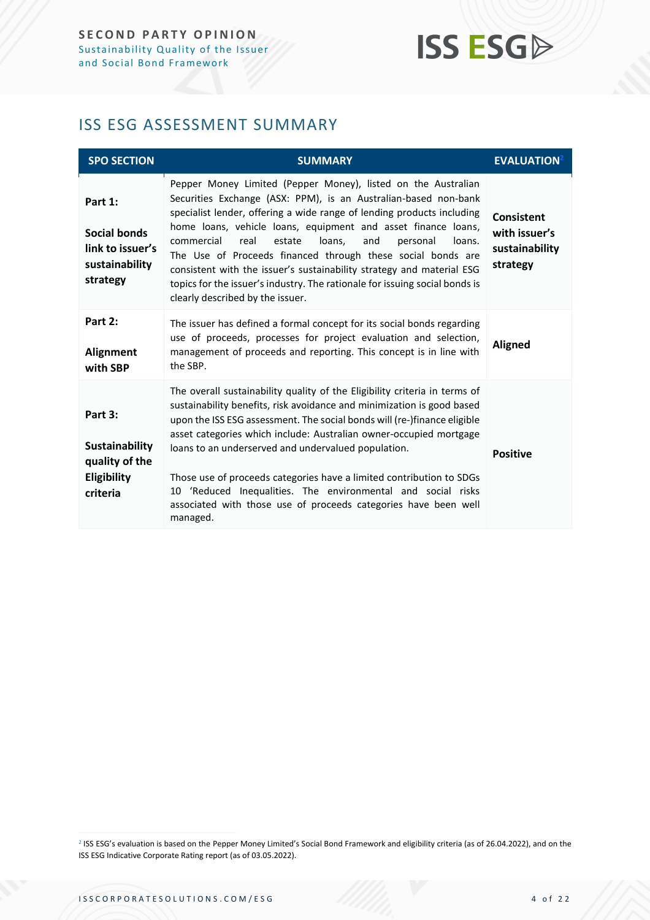## ISS ESG ASSESSMENT SUMMARY

| SPO SECTION | SUMMARY | EVALUATION[2] |
|---|---|---|
| **Part 1:** **Social bonds link to issuer's sustainability strategy** | Pepper Money Limited (Pepper Money), listed on the Australian Securities Exchange (ASX: PPM), is an Australian-based non-bank specialist lender, offering a wide range of lending products including home loans, vehicle loans, equipment and asset finance loans, commercial real estate loans, and personal loans. The Use of Proceeds financed through these social bonds are consistent with the issuer's sustainability strategy and material ESG topics for the issuer's industry. The rationale for issuing social bonds is clearly described by the issuer. | **Consistent with issuer's sustainability strategy** |
| **Part 2:** **Alignment with SBP** | The issuer has defined a formal concept for its social bonds regarding use of proceeds, processes for project evaluation and selection, management of proceeds and reporting. This concept is in line with the SBP. | **Aligned** |
| **Part 3:** **Sustainability quality of the Eligibility criteria** | The overall sustainability quality of the Eligibility criteria in terms of sustainability benefits, risk avoidance and minimization is good based upon the ISS ESG assessment. The social bonds will (re-)finance eligible asset categories which include: Australian owner-occupied mortgage loans to an underserved and undervalued population.<br><br>Those use of proceeds categories have a limited contribution to SDGs 10 'Reduced Inequalities. The environmental and social risks associated with those use of proceeds categories have been well managed. | **Positive** |

[2] ISS ESG's evaluation is based on the Pepper Money Limited's Social Bond Framework and eligibility criteria (as of 26.04.2022), and on the ISS ESG Indicative Corporate Rating report (as of 03.05.2022).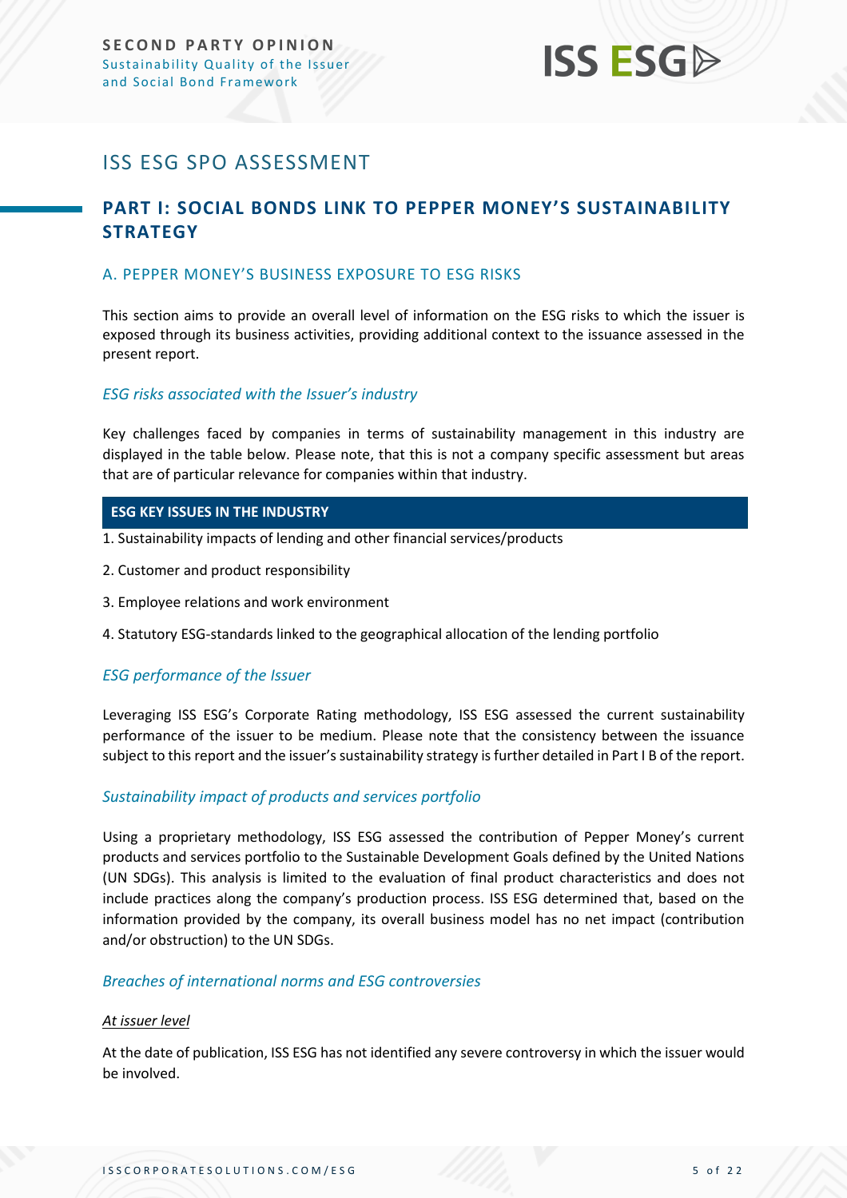# ISS ESG SPO ASSESSMENT

## PART I: SOCIAL BONDS LINK TO PEPPER MONEY'S SUSTAINABILITY STRATEGY

### A. PEPPER MONEY'S BUSINESS EXPOSURE TO ESG RISKS

This section aims to provide an overall level of information on the ESG risks to which the issuer is exposed through its business activities, providing additional context to the issuance assessed in the present report.

#### *ESG risks associated with the Issuer's industry*

Key challenges faced by companies in terms of sustainability management in this industry are displayed in the table below. Please note, that this is not a company specific assessment but areas that are of particular relevance for companies within that industry.

| ESG KEY ISSUES IN THE INDUSTRY |
| --- |
| 1. Sustainability impacts of lending and other financial services/products |
| 2. Customer and product responsibility |
| 3. Employee relations and work environment |
| 4. Statutory ESG-standards linked to the geographical allocation of the lending portfolio |

#### *ESG performance of the Issuer*

Leveraging ISS ESG's Corporate Rating methodology, ISS ESG assessed the current sustainability performance of the issuer to be medium. Please note that the consistency between the issuance subject to this report and the issuer's sustainability strategy is further detailed in Part I B of the report.

#### *Sustainability impact of products and services portfolio*

Using a proprietary methodology, ISS ESG assessed the contribution of Pepper Money's current products and services portfolio to the Sustainable Development Goals defined by the United Nations (UN SDGs). This analysis is limited to the evaluation of final product characteristics and does not include practices along the company's production process. ISS ESG determined that, based on the information provided by the company, its overall business model has no net impact (contribution and/or obstruction) to the UN SDGs.

#### *Breaches of international norms and ESG controversies*

*At issuer level*

At the date of publication, ISS ESG has not identified any severe controversy in which the issuer would be involved.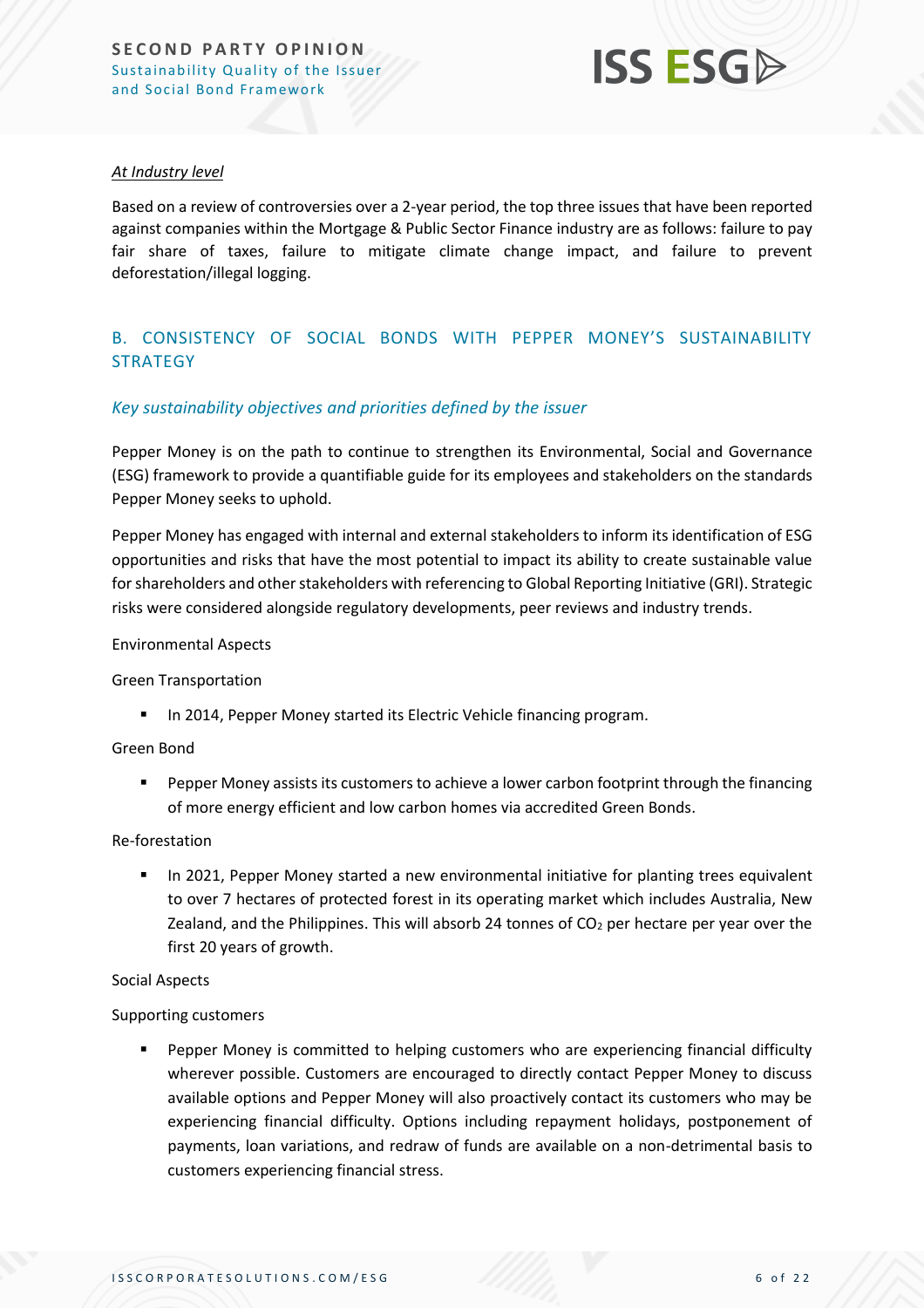*At Industry level*

Based on a review of controversies over a 2-year period, the top three issues that have been reported against companies within the Mortgage & Public Sector Finance industry are as follows: failure to pay fair share of taxes, failure to mitigate climate change impact, and failure to prevent deforestation/illegal logging.

## B. CONSISTENCY OF SOCIAL BONDS WITH PEPPER MONEY'S SUSTAINABILITY STRATEGY

### *Key sustainability objectives and priorities defined by the issuer*

Pepper Money is on the path to continue to strengthen its Environmental, Social and Governance (ESG) framework to provide a quantifiable guide for its employees and stakeholders on the standards Pepper Money seeks to uphold.

Pepper Money has engaged with internal and external stakeholders to inform its identification of ESG opportunities and risks that have the most potential to impact its ability to create sustainable value for shareholders and other stakeholders with referencing to Global Reporting Initiative (GRI). Strategic risks were considered alongside regulatory developments, peer reviews and industry trends.

Environmental Aspects

Green Transportation

- In 2014, Pepper Money started its Electric Vehicle financing program.

Green Bond

- Pepper Money assists its customers to achieve a lower carbon footprint through the financing of more energy efficient and low carbon homes via accredited Green Bonds.

Re-forestation

- In 2021, Pepper Money started a new environmental initiative for planting trees equivalent to over 7 hectares of protected forest in its operating market which includes Australia, New Zealand, and the Philippines. This will absorb 24 tonnes of $CO_2$ per hectare per year over the first 20 years of growth.

Social Aspects

Supporting customers

- Pepper Money is committed to helping customers who are experiencing financial difficulty wherever possible. Customers are encouraged to directly contact Pepper Money to discuss available options and Pepper Money will also proactively contact its customers who may be experiencing financial difficulty. Options including repayment holidays, postponement of payments, loan variations, and redraw of funds are available on a non-detrimental basis to customers experiencing financial stress.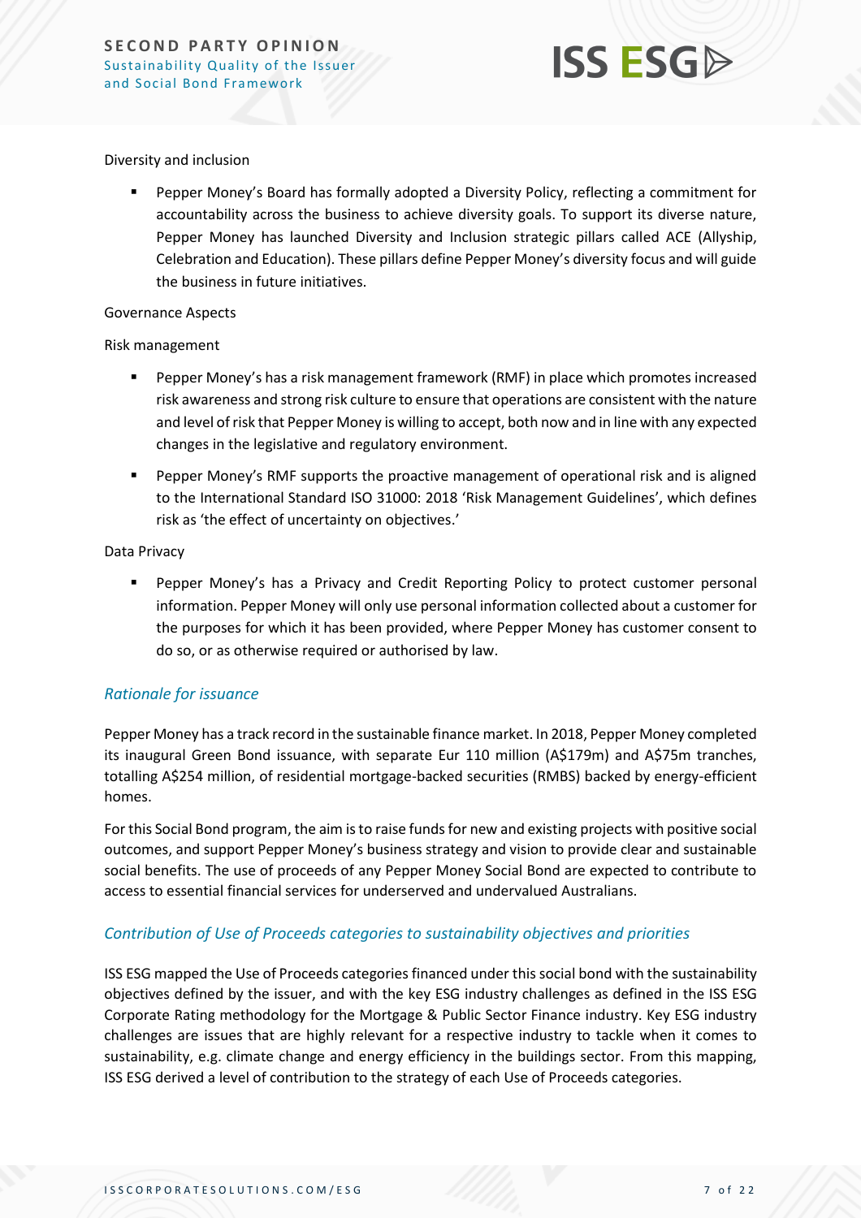Diversity and inclusion

- Pepper Money's Board has formally adopted a Diversity Policy, reflecting a commitment for accountability across the business to achieve diversity goals. To support its diverse nature, Pepper Money has launched Diversity and Inclusion strategic pillars called ACE (Allyship, Celebration and Education). These pillars define Pepper Money's diversity focus and will guide the business in future initiatives.

Governance Aspects

Risk management

- Pepper Money's has a risk management framework (RMF) in place which promotes increased risk awareness and strong risk culture to ensure that operations are consistent with the nature and level of risk that Pepper Money is willing to accept, both now and in line with any expected changes in the legislative and regulatory environment.
- Pepper Money's RMF supports the proactive management of operational risk and is aligned to the International Standard ISO 31000: 2018 'Risk Management Guidelines', which defines risk as 'the effect of uncertainty on objectives.'

Data Privacy

- Pepper Money's has a Privacy and Credit Reporting Policy to protect customer personal information. Pepper Money will only use personal information collected about a customer for the purposes for which it has been provided, where Pepper Money has customer consent to do so, or as otherwise required or authorised by law.

### *Rationale for issuance*

Pepper Money has a track record in the sustainable finance market. In 2018, Pepper Money completed its inaugural Green Bond issuance, with separate Eur 110 million (A$179m) and A$75m tranches, totalling A$254 million, of residential mortgage-backed securities (RMBS) backed by energy-efficient homes.

For this Social Bond program, the aim is to raise funds for new and existing projects with positive social outcomes, and support Pepper Money's business strategy and vision to provide clear and sustainable social benefits. The use of proceeds of any Pepper Money Social Bond are expected to contribute to access to essential financial services for underserved and undervalued Australians.

### *Contribution of Use of Proceeds categories to sustainability objectives and priorities*

ISS ESG mapped the Use of Proceeds categories financed under this social bond with the sustainability objectives defined by the issuer, and with the key ESG industry challenges as defined in the ISS ESG Corporate Rating methodology for the Mortgage & Public Sector Finance industry. Key ESG industry challenges are issues that are highly relevant for a respective industry to tackle when it comes to sustainability, e.g. climate change and energy efficiency in the buildings sector. From this mapping, ISS ESG derived a level of contribution to the strategy of each Use of Proceeds categories.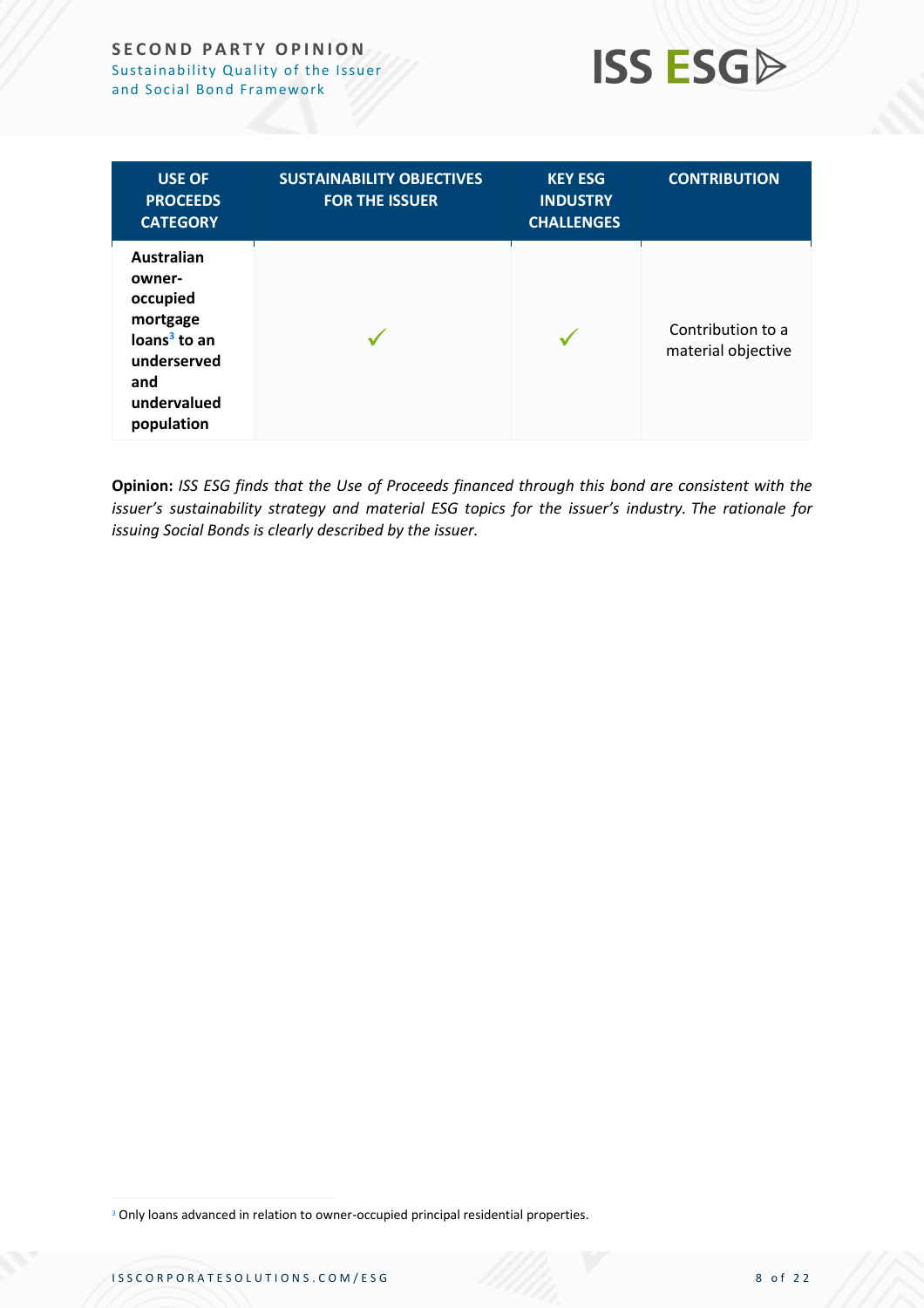| USE OF PROCEEDS CATEGORY | SUSTAINABILITY OBJECTIVES FOR THE ISSUER | KEY ESG INDUSTRY CHALLENGES | CONTRIBUTION |
|---|---|---|---|
| **Australian owner-occupied mortgage loans[3] to an underserved and undervalued population** | ✓ | ✓ | Contribution to a material objective |

**Opinion:** *ISS ESG finds that the Use of Proceeds financed through this bond are consistent with the issuer's sustainability strategy and material ESG topics for the issuer's industry. The rationale for issuing Social Bonds is clearly described by the issuer.*

[3] Only loans advanced in relation to owner-occupied principal residential properties.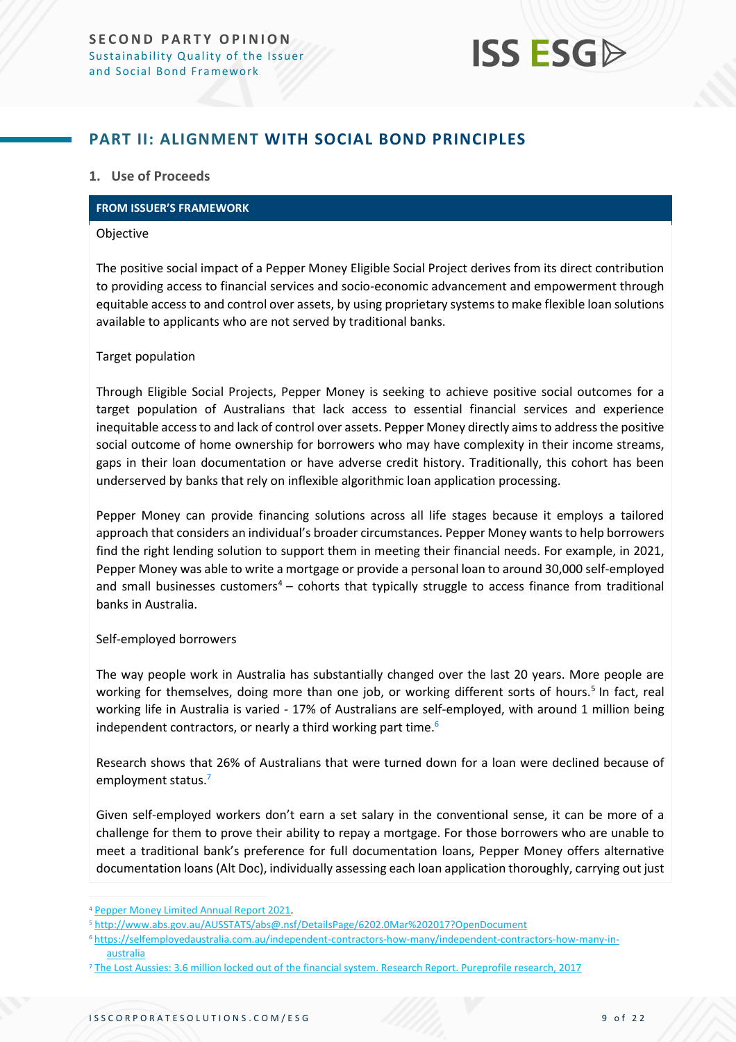## PART II: ALIGNMENT WITH SOCIAL BOND PRINCIPLES

### 1. Use of Proceeds

**FROM ISSUER'S FRAMEWORK**

Objective

The positive social impact of a Pepper Money Eligible Social Project derives from its direct contribution to providing access to financial services and socio-economic advancement and empowerment through equitable access to and control over assets, by using proprietary systems to make flexible loan solutions available to applicants who are not served by traditional banks.

Target population

Through Eligible Social Projects, Pepper Money is seeking to achieve positive social outcomes for a target population of Australians that lack access to essential financial services and experience inequitable access to and lack of control over assets. Pepper Money directly aims to address the positive social outcome of home ownership for borrowers who may have complexity in their income streams, gaps in their loan documentation or have adverse credit history. Traditionally, this cohort has been underserved by banks that rely on inflexible algorithmic loan application processing.

Pepper Money can provide financing solutions across all life stages because it employs a tailored approach that considers an individual's broader circumstances. Pepper Money wants to help borrowers find the right lending solution to support them in meeting their financial needs. For example, in 2021, Pepper Money was able to write a mortgage or provide a personal loan to around 30,000 self-employed and small businesses customers[4] – cohorts that typically struggle to access finance from traditional banks in Australia.

Self-employed borrowers

The way people work in Australia has substantially changed over the last 20 years. More people are working for themselves, doing more than one job, or working different sorts of hours.[5] In fact, real working life in Australia is varied - 17% of Australians are self-employed, with around 1 million being independent contractors, or nearly a third working part time.[6]

Research shows that 26% of Australians that were turned down for a loan were declined because of employment status.[7]

Given self-employed workers don't earn a set salary in the conventional sense, it can be more of a challenge for them to prove their ability to repay a mortgage. For those borrowers who are unable to meet a traditional bank's preference for full documentation loans, Pepper Money offers alternative documentation loans (Alt Doc), individually assessing each loan application thoroughly, carrying out just

---

[4] Pepper Money Limited Annual Report 2021.

[5] http://www.abs.gov.au/AUSSTATS/abs@.nsf/DetailsPage/6202.0Mar%202017?OpenDocument

[6] https://selfemployedaustralia.com.au/independent-contractors-how-many/independent-contractors-how-many-in-australia

[7] The Lost Aussies: 3.6 million locked out of the financial system. Research Report. Pureprofile research, 2017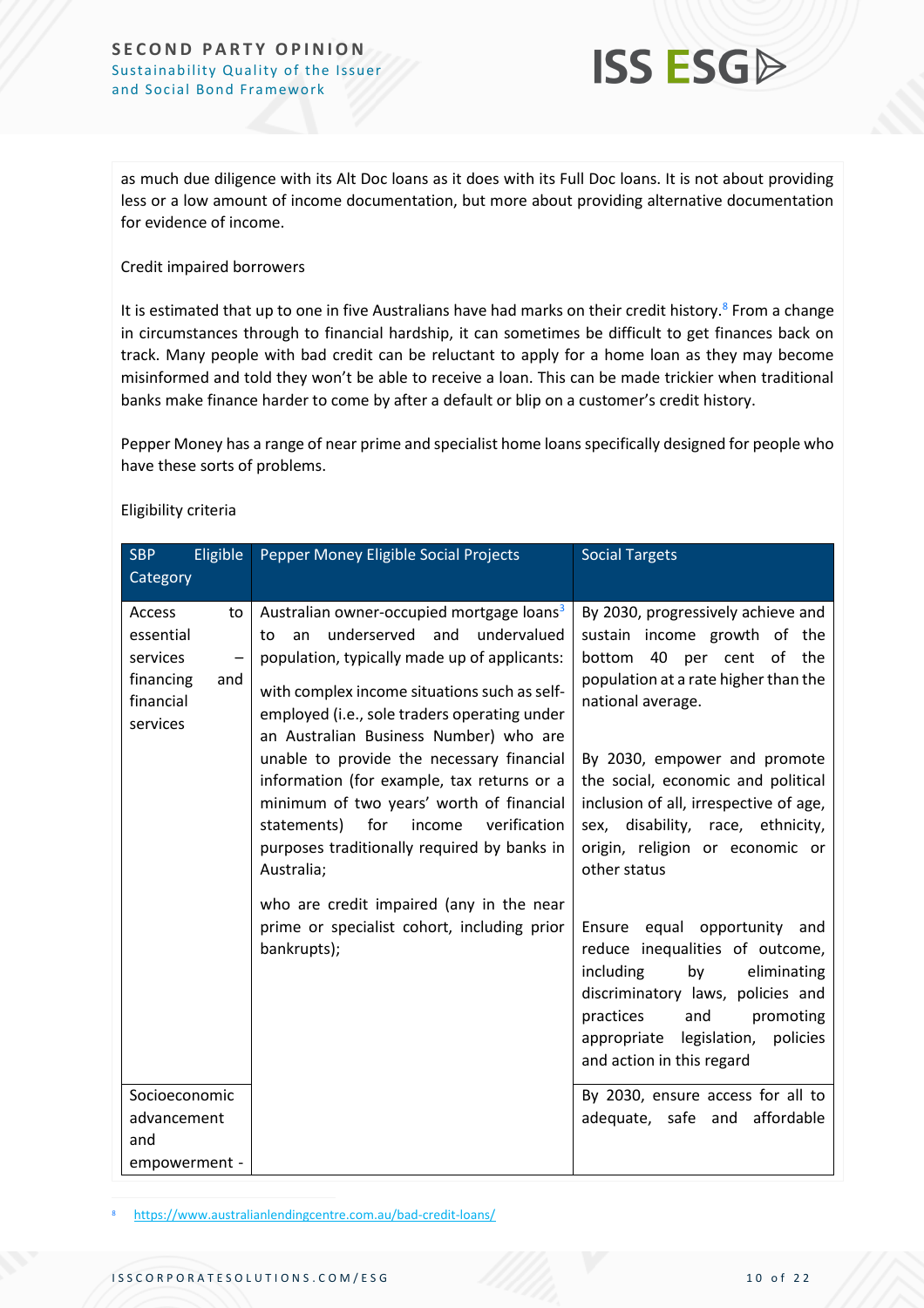as much due diligence with its Alt Doc loans as it does with its Full Doc loans. It is not about providing less or a low amount of income documentation, but more about providing alternative documentation for evidence of income.

Credit impaired borrowers

It is estimated that up to one in five Australians have had marks on their credit history.[8] From a change in circumstances through to financial hardship, it can sometimes be difficult to get finances back on track. Many people with bad credit can be reluctant to apply for a home loan as they may become misinformed and told they won't be able to receive a loan. This can be made trickier when traditional banks make finance harder to come by after a default or blip on a customer's credit history.

Pepper Money has a range of near prime and specialist home loans specifically designed for people who have these sorts of problems.

Eligibility criteria

| SBP Eligible Category | Pepper Money Eligible Social Projects | Social Targets |
|---|---|---|
| Access to essential services – financing and financial services | Australian owner-occupied mortgage loans[3] to an underserved and undervalued population, typically made up of applicants:<br><br>with complex income situations such as self-employed (i.e., sole traders operating under an Australian Business Number) who are unable to provide the necessary financial information (for example, tax returns or a minimum of two years' worth of financial statements) for income verification purposes traditionally required by banks in Australia;<br><br>who are credit impaired (any in the near prime or specialist cohort, including prior bankrupts); | By 2030, progressively achieve and sustain income growth of the bottom 40 per cent of the population at a rate higher than the national average.<br><br>By 2030, empower and promote the social, economic and political inclusion of all, irrespective of age, sex, disability, race, ethnicity, origin, religion or economic or other status<br><br>Ensure equal opportunity and reduce inequalities of outcome, including by eliminating discriminatory laws, policies and practices and promoting appropriate legislation, policies and action in this regard |
| Socioeconomic advancement and empowerment - | | By 2030, ensure access for all to adequate, safe and affordable |

[8] https://www.australianlendingcentre.com.au/bad-credit-loans/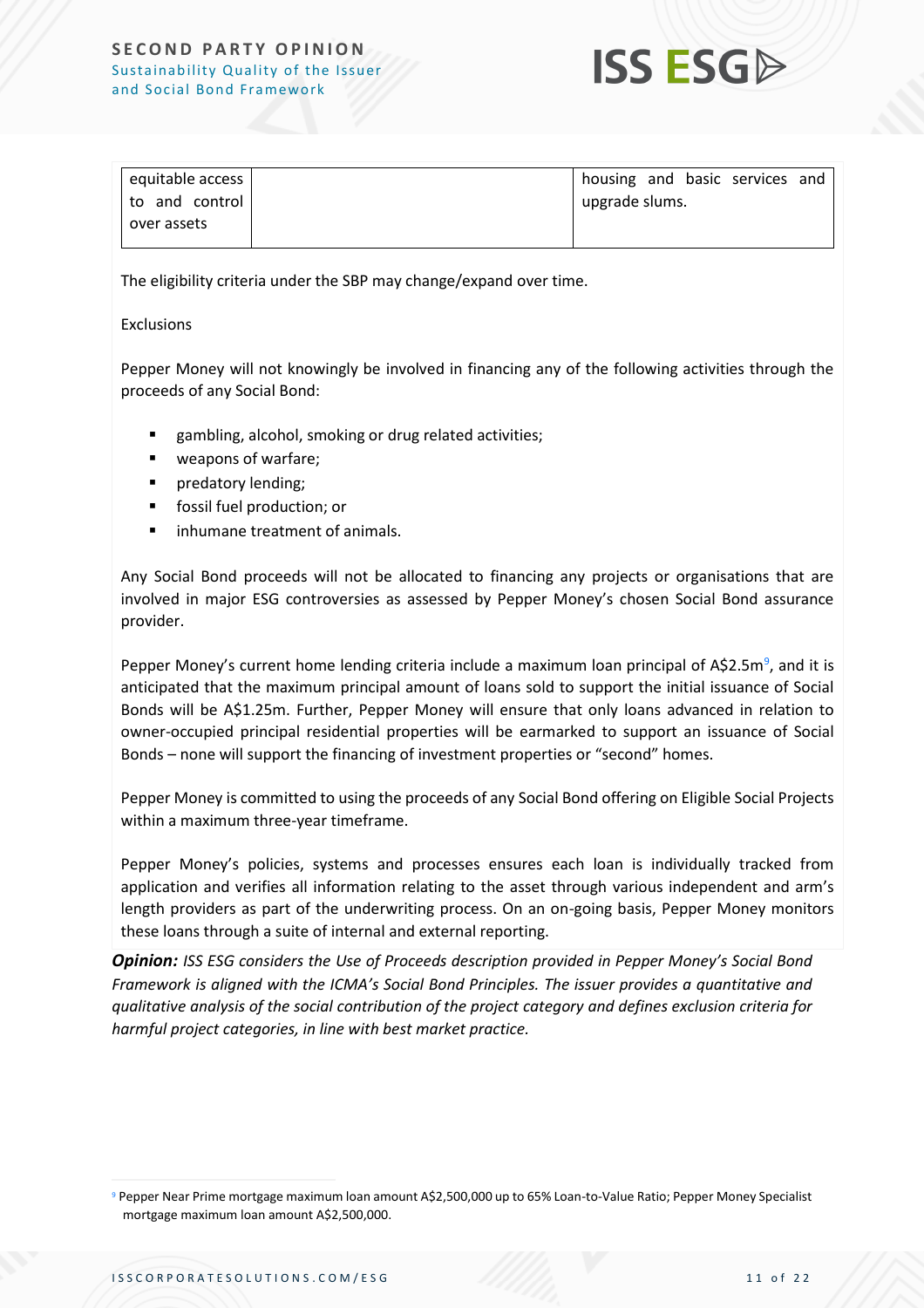| equitable access to and control over assets | | housing and basic services and upgrade slums. |
|---|---|---|

The eligibility criteria under the SBP may change/expand over time.

Exclusions

Pepper Money will not knowingly be involved in financing any of the following activities through the proceeds of any Social Bond:

- gambling, alcohol, smoking or drug related activities;
- weapons of warfare;
- predatory lending;
- fossil fuel production; or
- inhumane treatment of animals.

Any Social Bond proceeds will not be allocated to financing any projects or organisations that are involved in major ESG controversies as assessed by Pepper Money's chosen Social Bond assurance provider.

Pepper Money's current home lending criteria include a maximum loan principal of A$2.5m[9], and it is anticipated that the maximum principal amount of loans sold to support the initial issuance of Social Bonds will be A$1.25m. Further, Pepper Money will ensure that only loans advanced in relation to owner-occupied principal residential properties will be earmarked to support an issuance of Social Bonds – none will support the financing of investment properties or "second" homes.

Pepper Money is committed to using the proceeds of any Social Bond offering on Eligible Social Projects within a maximum three-year timeframe.

Pepper Money's policies, systems and processes ensures each loan is individually tracked from application and verifies all information relating to the asset through various independent and arm's length providers as part of the underwriting process. On an on-going basis, Pepper Money monitors these loans through a suite of internal and external reporting.

***Opinion:*** *ISS ESG considers the Use of Proceeds description provided in Pepper Money's Social Bond Framework is aligned with the ICMA's Social Bond Principles. The issuer provides a quantitative and qualitative analysis of the social contribution of the project category and defines exclusion criteria for harmful project categories, in line with best market practice.*

[9] Pepper Near Prime mortgage maximum loan amount A$2,500,000 up to 65% Loan-to-Value Ratio; Pepper Money Specialist mortgage maximum loan amount A$2,500,000.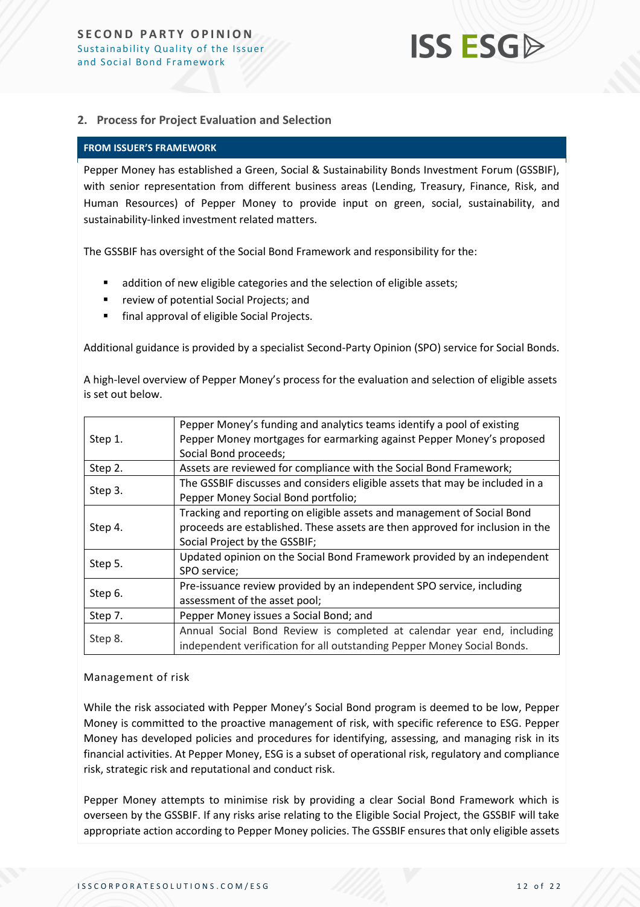## 2. Process for Project Evaluation and Selection

**FROM ISSUER'S FRAMEWORK**

Pepper Money has established a Green, Social & Sustainability Bonds Investment Forum (GSSBIF), with senior representation from different business areas (Lending, Treasury, Finance, Risk, and Human Resources) of Pepper Money to provide input on green, social, sustainability, and sustainability-linked investment related matters.

The GSSBIF has oversight of the Social Bond Framework and responsibility for the:

- addition of new eligible categories and the selection of eligible assets;
- review of potential Social Projects; and
- final approval of eligible Social Projects.

Additional guidance is provided by a specialist Second-Party Opinion (SPO) service for Social Bonds.

A high-level overview of Pepper Money's process for the evaluation and selection of eligible assets is set out below.

| | |
|---|---|
| Step 1. | Pepper Money's funding and analytics teams identify a pool of existing Pepper Money mortgages for earmarking against Pepper Money's proposed Social Bond proceeds; |
| Step 2. | Assets are reviewed for compliance with the Social Bond Framework; |
| Step 3. | The GSSBIF discusses and considers eligible assets that may be included in a Pepper Money Social Bond portfolio; |
| Step 4. | Tracking and reporting on eligible assets and management of Social Bond proceeds are established. These assets are then approved for inclusion in the Social Project by the GSSBIF; |
| Step 5. | Updated opinion on the Social Bond Framework provided by an independent SPO service; |
| Step 6. | Pre-issuance review provided by an independent SPO service, including assessment of the asset pool; |
| Step 7. | Pepper Money issues a Social Bond; and |
| Step 8. | Annual Social Bond Review is completed at calendar year end, including independent verification for all outstanding Pepper Money Social Bonds. |

Management of risk

While the risk associated with Pepper Money's Social Bond program is deemed to be low, Pepper Money is committed to the proactive management of risk, with specific reference to ESG. Pepper Money has developed policies and procedures for identifying, assessing, and managing risk in its financial activities. At Pepper Money, ESG is a subset of operational risk, regulatory and compliance risk, strategic risk and reputational and conduct risk.

Pepper Money attempts to minimise risk by providing a clear Social Bond Framework which is overseen by the GSSBIF. If any risks arise relating to the Eligible Social Project, the GSSBIF will take appropriate action according to Pepper Money policies. The GSSBIF ensures that only eligible assets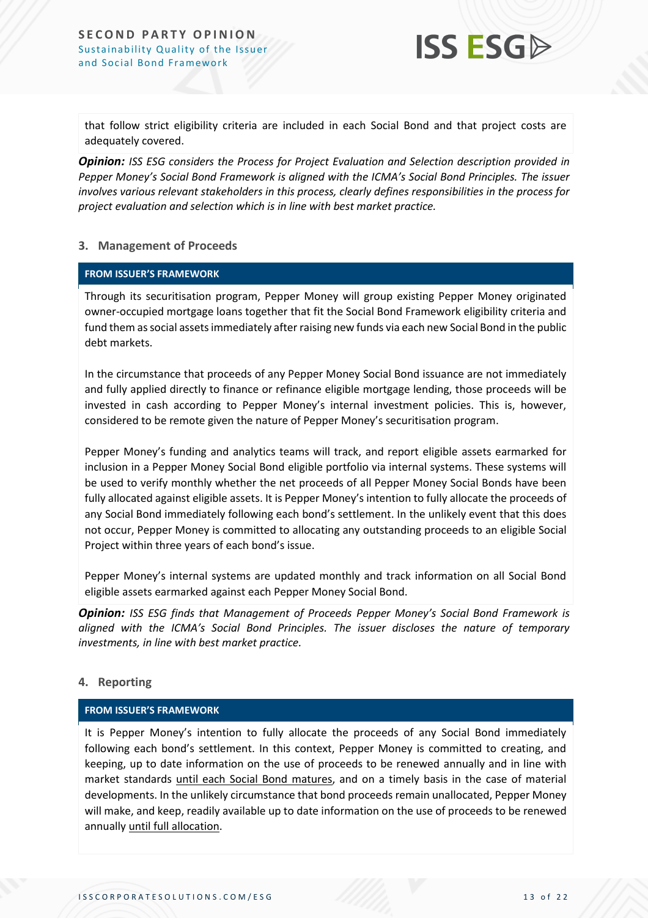that follow strict eligibility criteria are included in each Social Bond and that project costs are adequately covered.

***Opinion:*** *ISS ESG considers the Process for Project Evaluation and Selection description provided in Pepper Money's Social Bond Framework is aligned with the ICMA's Social Bond Principles. The issuer involves various relevant stakeholders in this process, clearly defines responsibilities in the process for project evaluation and selection which is in line with best market practice.*

### 3. Management of Proceeds

**FROM ISSUER'S FRAMEWORK**

Through its securitisation program, Pepper Money will group existing Pepper Money originated owner-occupied mortgage loans together that fit the Social Bond Framework eligibility criteria and fund them as social assets immediately after raising new funds via each new Social Bond in the public debt markets.

In the circumstance that proceeds of any Pepper Money Social Bond issuance are not immediately and fully applied directly to finance or refinance eligible mortgage lending, those proceeds will be invested in cash according to Pepper Money's internal investment policies. This is, however, considered to be remote given the nature of Pepper Money's securitisation program.

Pepper Money's funding and analytics teams will track, and report eligible assets earmarked for inclusion in a Pepper Money Social Bond eligible portfolio via internal systems. These systems will be used to verify monthly whether the net proceeds of all Pepper Money Social Bonds have been fully allocated against eligible assets. It is Pepper Money's intention to fully allocate the proceeds of any Social Bond immediately following each bond's settlement. In the unlikely event that this does not occur, Pepper Money is committed to allocating any outstanding proceeds to an eligible Social Project within three years of each bond's issue.

Pepper Money's internal systems are updated monthly and track information on all Social Bond eligible assets earmarked against each Pepper Money Social Bond.

***Opinion:*** *ISS ESG finds that Management of Proceeds Pepper Money's Social Bond Framework is aligned with the ICMA's Social Bond Principles. The issuer discloses the nature of temporary investments, in line with best market practice.*

### 4. Reporting

**FROM ISSUER'S FRAMEWORK**

It is Pepper Money's intention to fully allocate the proceeds of any Social Bond immediately following each bond's settlement. In this context, Pepper Money is committed to creating, and keeping, up to date information on the use of proceeds to be renewed annually and in line with market standards <u>until each Social Bond matures</u>, and on a timely basis in the case of material developments. In the unlikely circumstance that bond proceeds remain unallocated, Pepper Money will make, and keep, readily available up to date information on the use of proceeds to be renewed annually <u>until full allocation</u>.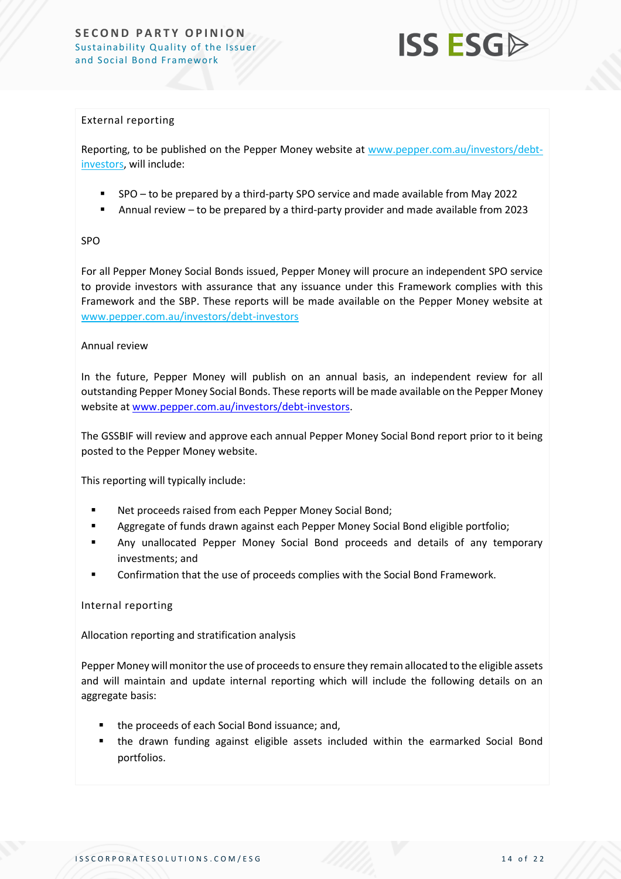External reporting

Reporting, to be published on the Pepper Money website at www.pepper.com.au/investors/debt-investors, will include:

- SPO – to be prepared by a third-party SPO service and made available from May 2022
- Annual review – to be prepared by a third-party provider and made available from 2023

SPO

For all Pepper Money Social Bonds issued, Pepper Money will procure an independent SPO service to provide investors with assurance that any issuance under this Framework complies with this Framework and the SBP. These reports will be made available on the Pepper Money website at www.pepper.com.au/investors/debt-investors

Annual review

In the future, Pepper Money will publish on an annual basis, an independent review for all outstanding Pepper Money Social Bonds. These reports will be made available on the Pepper Money website at www.pepper.com.au/investors/debt-investors.

The GSSBIF will review and approve each annual Pepper Money Social Bond report prior to it being posted to the Pepper Money website.

This reporting will typically include:

- Net proceeds raised from each Pepper Money Social Bond;
- Aggregate of funds drawn against each Pepper Money Social Bond eligible portfolio;
- Any unallocated Pepper Money Social Bond proceeds and details of any temporary investments; and
- Confirmation that the use of proceeds complies with the Social Bond Framework.

Internal reporting

Allocation reporting and stratification analysis

Pepper Money will monitor the use of proceeds to ensure they remain allocated to the eligible assets and will maintain and update internal reporting which will include the following details on an aggregate basis:

- the proceeds of each Social Bond issuance; and,
- the drawn funding against eligible assets included within the earmarked Social Bond portfolios.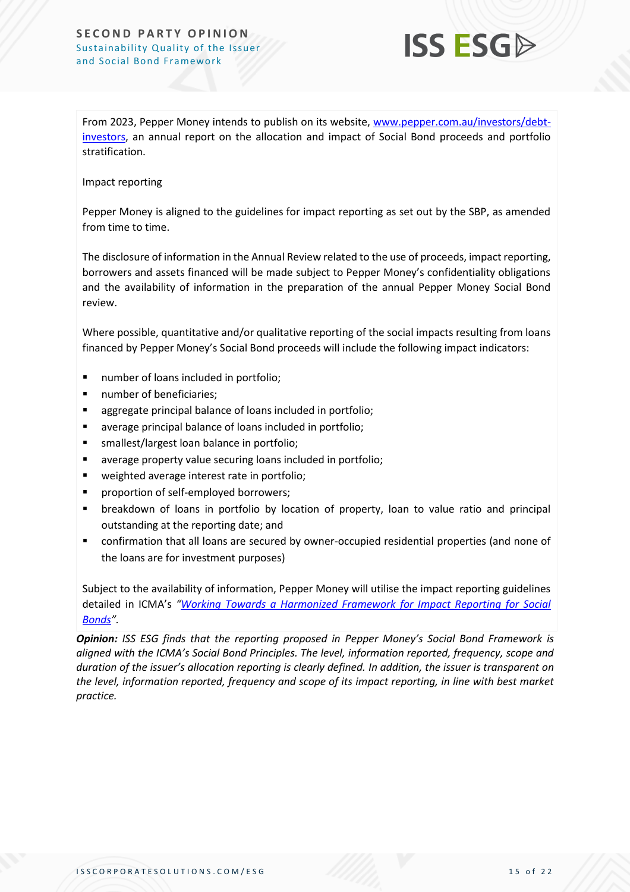From 2023, Pepper Money intends to publish on its website, [www.pepper.com.au/investors/debt-investors](www.pepper.com.au/investors/debt-investors), an annual report on the allocation and impact of Social Bond proceeds and portfolio stratification.

Impact reporting

Pepper Money is aligned to the guidelines for impact reporting as set out by the SBP, as amended from time to time.

The disclosure of information in the Annual Review related to the use of proceeds, impact reporting, borrowers and assets financed will be made subject to Pepper Money's confidentiality obligations and the availability of information in the preparation of the annual Pepper Money Social Bond review.

Where possible, quantitative and/or qualitative reporting of the social impacts resulting from loans financed by Pepper Money's Social Bond proceeds will include the following impact indicators:

- number of loans included in portfolio;
- number of beneficiaries;
- aggregate principal balance of loans included in portfolio;
- average principal balance of loans included in portfolio;
- smallest/largest loan balance in portfolio;
- average property value securing loans included in portfolio;
- weighted average interest rate in portfolio;
- proportion of self-employed borrowers;
- breakdown of loans in portfolio by location of property, loan to value ratio and principal outstanding at the reporting date; and
- confirmation that all loans are secured by owner-occupied residential properties (and none of the loans are for investment purposes)

Subject to the availability of information, Pepper Money will utilise the impact reporting guidelines detailed in ICMA's *"[Working Towards a Harmonized Framework for Impact Reporting for Social Bonds](Working Towards a Harmonized Framework for Impact Reporting for Social Bonds)".*

***Opinion:*** *ISS ESG finds that the reporting proposed in Pepper Money's Social Bond Framework is aligned with the ICMA's Social Bond Principles. The level, information reported, frequency, scope and duration of the issuer's allocation reporting is clearly defined. In addition, the issuer is transparent on the level, information reported, frequency and scope of its impact reporting, in line with best market practice.*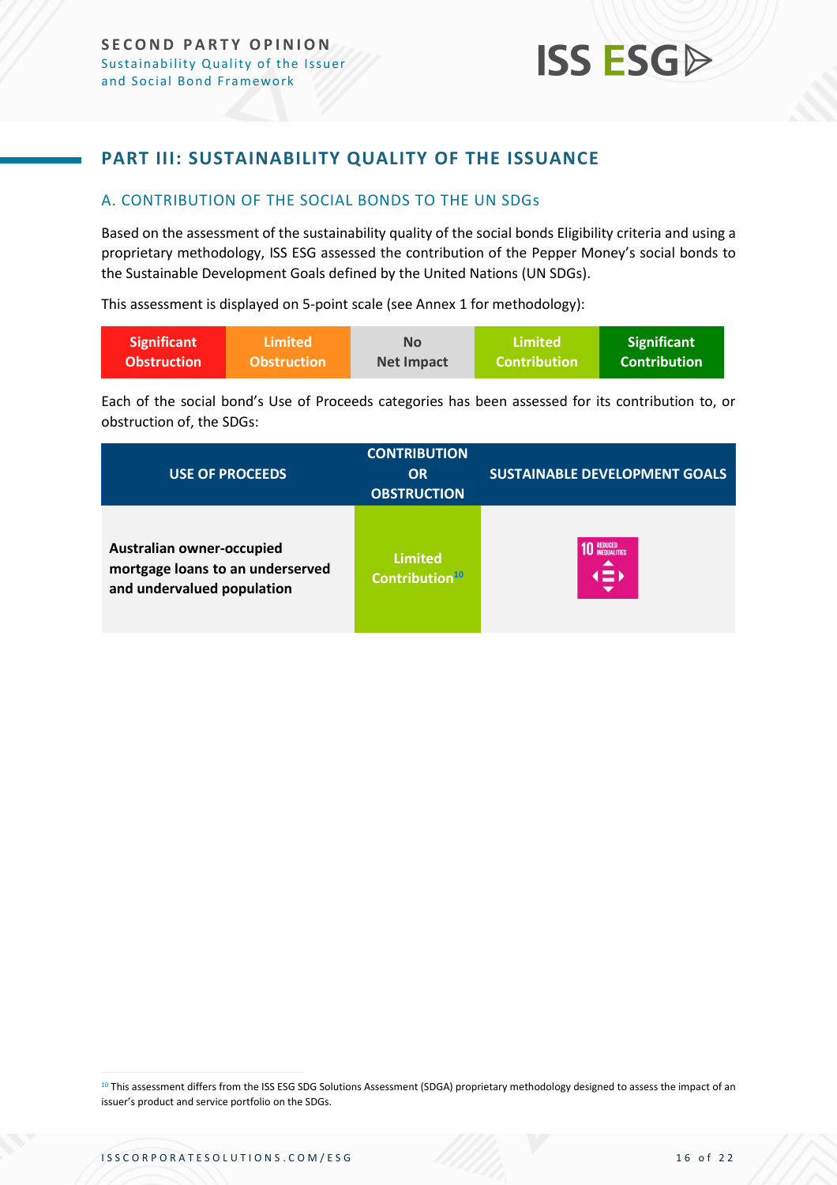## PART III: SUSTAINABILITY QUALITY OF THE ISSUANCE

### A. CONTRIBUTION OF THE SOCIAL BONDS TO THE UN SDGs

Based on the assessment of the sustainability quality of the social bonds Eligibility criteria and using a proprietary methodology, ISS ESG assessed the contribution of the Pepper Money's social bonds to the Sustainable Development Goals defined by the United Nations (UN SDGs).

This assessment is displayed on 5-point scale (see Annex 1 for methodology):

| Significant Obstruction | Limited Obstruction | No Net Impact | Limited Contribution | Significant Contribution |
|---|---|---|---|---|

Each of the social bond's Use of Proceeds categories has been assessed for its contribution to, or obstruction of, the SDGs:

| USE OF PROCEEDS | CONTRIBUTION OR OBSTRUCTION | SUSTAINABLE DEVELOPMENT GOALS |
|---|---|---|
| **Australian owner-occupied mortgage loans to an underserved and undervalued population** | Limited Contribution[10] | 10 REDUCED INEQUALITIES |

[10] This assessment differs from the ISS ESG SDG Solutions Assessment (SDGA) proprietary methodology designed to assess the impact of an issuer's product and service portfolio on the SDGs.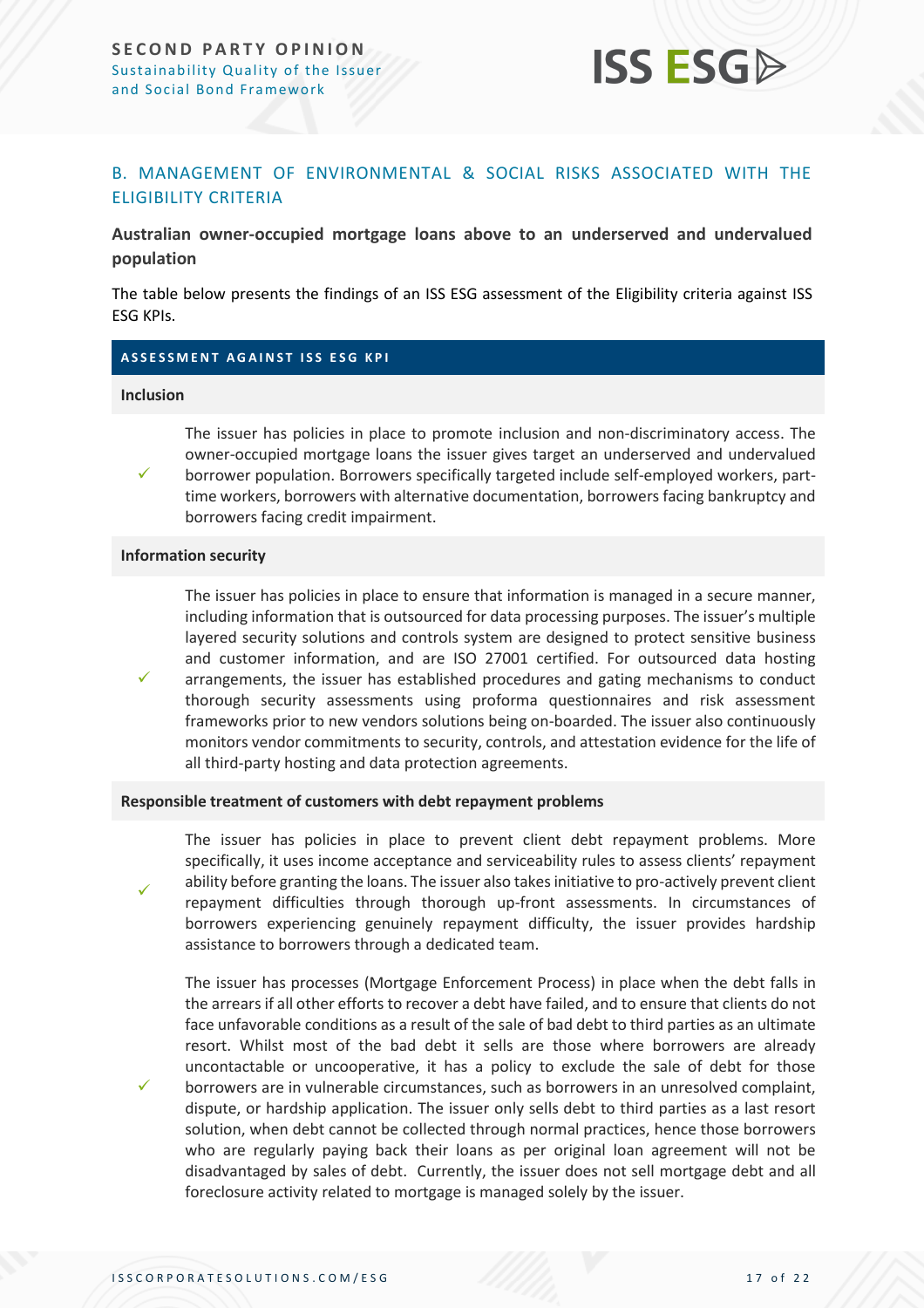## B. MANAGEMENT OF ENVIRONMENTAL & SOCIAL RISKS ASSOCIATED WITH THE ELIGIBILITY CRITERIA

**Australian owner-occupied mortgage loans above to an underserved and undervalued population**

The table below presents the findings of an ISS ESG assessment of the Eligibility criteria against ISS ESG KPIs.

| ASSESSMENT AGAINST ISS ESG KPI | |
|---|---|
| **Inclusion** | |
| ✓ | The issuer has policies in place to promote inclusion and non-discriminatory access. The owner-occupied mortgage loans the issuer gives target an underserved and undervalued borrower population. Borrowers specifically targeted include self-employed workers, part-time workers, borrowers with alternative documentation, borrowers facing bankruptcy and borrowers facing credit impairment. |
| **Information security** | |
| ✓ | The issuer has policies in place to ensure that information is managed in a secure manner, including information that is outsourced for data processing purposes. The issuer's multiple layered security solutions and controls system are designed to protect sensitive business and customer information, and are ISO 27001 certified. For outsourced data hosting arrangements, the issuer has established procedures and gating mechanisms to conduct thorough security assessments using proforma questionnaires and risk assessment frameworks prior to new vendors solutions being on-boarded. The issuer also continuously monitors vendor commitments to security, controls, and attestation evidence for the life of all third-party hosting and data protection agreements. |
| **Responsible treatment of customers with debt repayment problems** | |
| ✓ | The issuer has policies in place to prevent client debt repayment problems. More specifically, it uses income acceptance and serviceability rules to assess clients' repayment ability before granting the loans. The issuer also takes initiative to pro-actively prevent client repayment difficulties through thorough up-front assessments. In circumstances of borrowers experiencing genuinely repayment difficulty, the issuer provides hardship assistance to borrowers through a dedicated team. |
| ✓ | The issuer has processes (Mortgage Enforcement Process) in place when the debt falls in the arrears if all other efforts to recover a debt have failed, and to ensure that clients do not face unfavorable conditions as a result of the sale of bad debt to third parties as an ultimate resort. Whilst most of the bad debt it sells are those where borrowers are already uncontactable or uncooperative, it has a policy to exclude the sale of debt for those borrowers are in vulnerable circumstances, such as borrowers in an unresolved complaint, dispute, or hardship application. The issuer only sells debt to third parties as a last resort solution, when debt cannot be collected through normal practices, hence those borrowers who are regularly paying back their loans as per original loan agreement will not be disadvantaged by sales of debt. Currently, the issuer does not sell mortgage debt and all foreclosure activity related to mortgage is managed solely by the issuer. |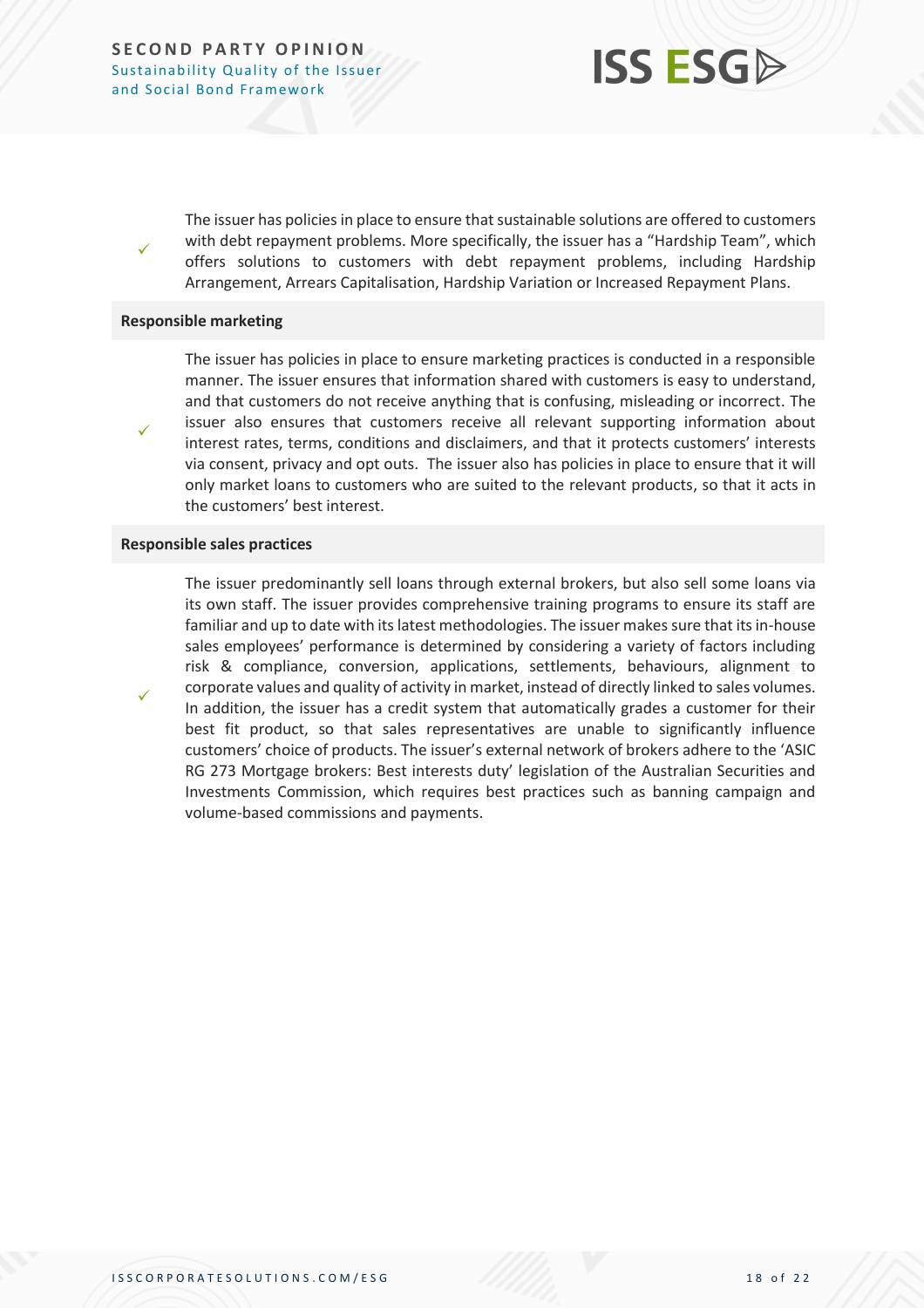| | |
|---|---|
| ✓ | The issuer has policies in place to ensure that sustainable solutions are offered to customers with debt repayment problems. More specifically, the issuer has a "Hardship Team", which offers solutions to customers with debt repayment problems, including Hardship Arrangement, Arrears Capitalisation, Hardship Variation or Increased Repayment Plans. |
| **Responsible marketing** | |
| ✓ | The issuer has policies in place to ensure marketing practices is conducted in a responsible manner. The issuer ensures that information shared with customers is easy to understand, and that customers do not receive anything that is confusing, misleading or incorrect. The issuer also ensures that customers receive all relevant supporting information about interest rates, terms, conditions and disclaimers, and that it protects customers' interests via consent, privacy and opt outs. The issuer also has policies in place to ensure that it will only market loans to customers who are suited to the relevant products, so that it acts in the customers' best interest. |
| **Responsible sales practices** | |
| ✓ | The issuer predominantly sell loans through external brokers, but also sell some loans via its own staff. The issuer provides comprehensive training programs to ensure its staff are familiar and up to date with its latest methodologies. The issuer makes sure that its in-house sales employees' performance is determined by considering a variety of factors including risk & compliance, conversion, applications, settlements, behaviours, alignment to corporate values and quality of activity in market, instead of directly linked to sales volumes. In addition, the issuer has a credit system that automatically grades a customer for their best fit product, so that sales representatives are unable to significantly influence customers' choice of products. The issuer's external network of brokers adhere to the 'ASIC RG 273 Mortgage brokers: Best interests duty' legislation of the Australian Securities and Investments Commission, which requires best practices such as banning campaign and volume-based commissions and payments. |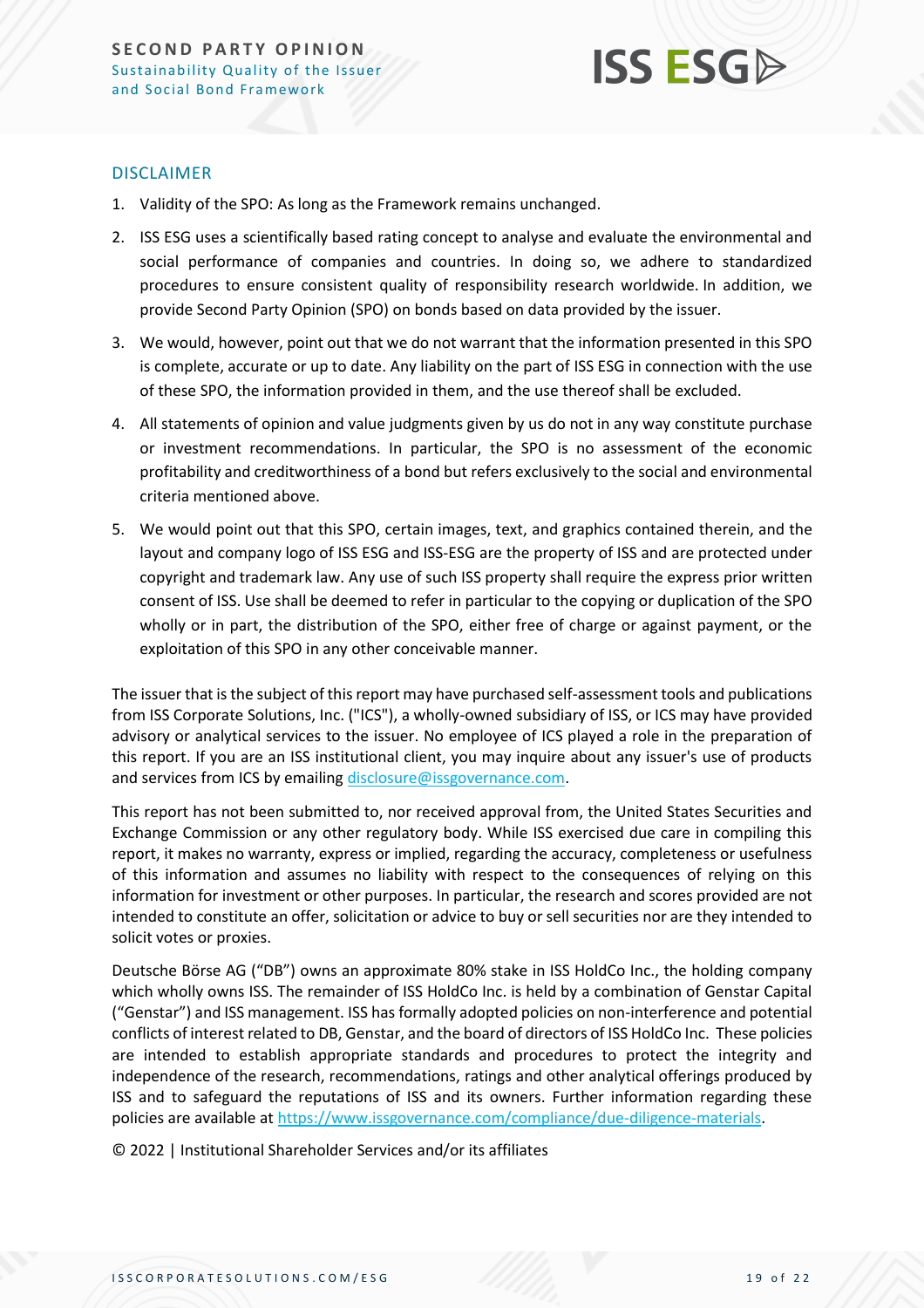## DISCLAIMER

1. Validity of the SPO: As long as the Framework remains unchanged.
2. ISS ESG uses a scientifically based rating concept to analyse and evaluate the environmental and social performance of companies and countries. In doing so, we adhere to standardized procedures to ensure consistent quality of responsibility research worldwide. In addition, we provide Second Party Opinion (SPO) on bonds based on data provided by the issuer.
3. We would, however, point out that we do not warrant that the information presented in this SPO is complete, accurate or up to date. Any liability on the part of ISS ESG in connection with the use of these SPO, the information provided in them, and the use thereof shall be excluded.
4. All statements of opinion and value judgments given by us do not in any way constitute purchase or investment recommendations. In particular, the SPO is no assessment of the economic profitability and creditworthiness of a bond but refers exclusively to the social and environmental criteria mentioned above.
5. We would point out that this SPO, certain images, text, and graphics contained therein, and the layout and company logo of ISS ESG and ISS-ESG are the property of ISS and are protected under copyright and trademark law. Any use of such ISS property shall require the express prior written consent of ISS. Use shall be deemed to refer in particular to the copying or duplication of the SPO wholly or in part, the distribution of the SPO, either free of charge or against payment, or the exploitation of this SPO in any other conceivable manner.

The issuer that is the subject of this report may have purchased self-assessment tools and publications from ISS Corporate Solutions, Inc. ("ICS"), a wholly-owned subsidiary of ISS, or ICS may have provided advisory or analytical services to the issuer. No employee of ICS played a role in the preparation of this report. If you are an ISS institutional client, you may inquire about any issuer's use of products and services from ICS by emailing disclosure@issgovernance.com.

This report has not been submitted to, nor received approval from, the United States Securities and Exchange Commission or any other regulatory body. While ISS exercised due care in compiling this report, it makes no warranty, express or implied, regarding the accuracy, completeness or usefulness of this information and assumes no liability with respect to the consequences of relying on this information for investment or other purposes. In particular, the research and scores provided are not intended to constitute an offer, solicitation or advice to buy or sell securities nor are they intended to solicit votes or proxies.

Deutsche Börse AG ("DB") owns an approximate 80% stake in ISS HoldCo Inc., the holding company which wholly owns ISS. The remainder of ISS HoldCo Inc. is held by a combination of Genstar Capital ("Genstar") and ISS management. ISS has formally adopted policies on non-interference and potential conflicts of interest related to DB, Genstar, and the board of directors of ISS HoldCo Inc. These policies are intended to establish appropriate standards and procedures to protect the integrity and independence of the research, recommendations, ratings and other analytical offerings produced by ISS and to safeguard the reputations of ISS and its owners. Further information regarding these policies are available at https://www.issgovernance.com/compliance/due-diligence-materials.

© 2022 | Institutional Shareholder Services and/or its affiliates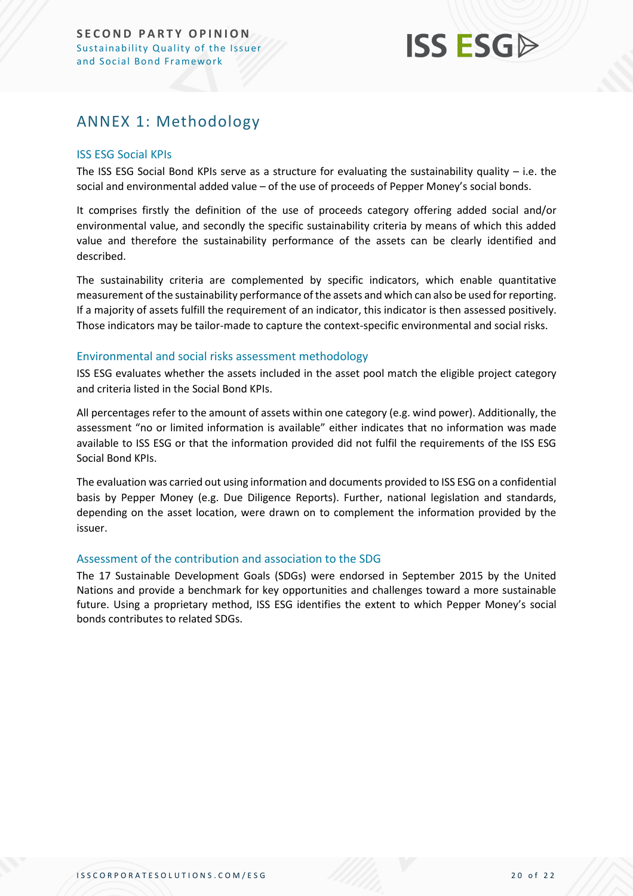# ANNEX 1: Methodology

## ISS ESG Social KPIs

The ISS ESG Social Bond KPIs serve as a structure for evaluating the sustainability quality – i.e. the social and environmental added value – of the use of proceeds of Pepper Money's social bonds.

It comprises firstly the definition of the use of proceeds category offering added social and/or environmental value, and secondly the specific sustainability criteria by means of which this added value and therefore the sustainability performance of the assets can be clearly identified and described.

The sustainability criteria are complemented by specific indicators, which enable quantitative measurement of the sustainability performance of the assets and which can also be used for reporting. If a majority of assets fulfill the requirement of an indicator, this indicator is then assessed positively. Those indicators may be tailor-made to capture the context-specific environmental and social risks.

## Environmental and social risks assessment methodology

ISS ESG evaluates whether the assets included in the asset pool match the eligible project category and criteria listed in the Social Bond KPIs.

All percentages refer to the amount of assets within one category (e.g. wind power). Additionally, the assessment "no or limited information is available" either indicates that no information was made available to ISS ESG or that the information provided did not fulfil the requirements of the ISS ESG Social Bond KPIs.

The evaluation was carried out using information and documents provided to ISS ESG on a confidential basis by Pepper Money (e.g. Due Diligence Reports). Further, national legislation and standards, depending on the asset location, were drawn on to complement the information provided by the issuer.

## Assessment of the contribution and association to the SDG

The 17 Sustainable Development Goals (SDGs) were endorsed in September 2015 by the United Nations and provide a benchmark for key opportunities and challenges toward a more sustainable future. Using a proprietary method, ISS ESG identifies the extent to which Pepper Money's social bonds contributes to related SDGs.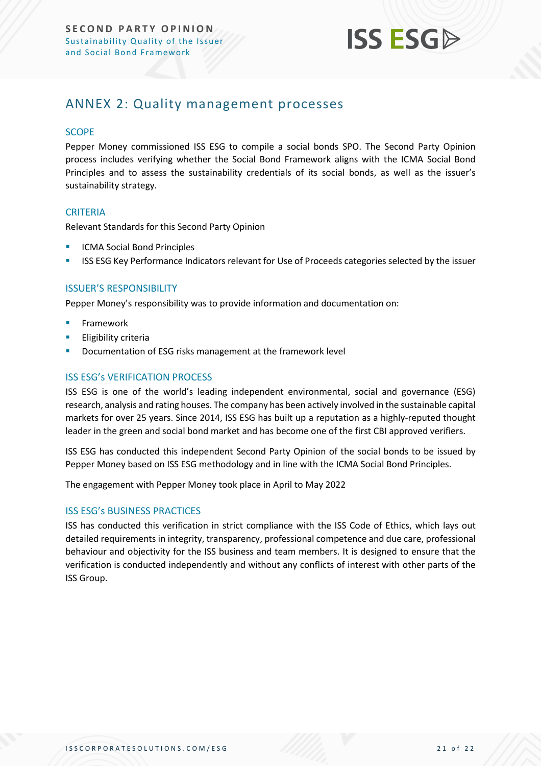## ANNEX 2: Quality management processes

### SCOPE

Pepper Money commissioned ISS ESG to compile a social bonds SPO. The Second Party Opinion process includes verifying whether the Social Bond Framework aligns with the ICMA Social Bond Principles and to assess the sustainability credentials of its social bonds, as well as the issuer's sustainability strategy.

### CRITERIA

Relevant Standards for this Second Party Opinion

- ICMA Social Bond Principles
- ISS ESG Key Performance Indicators relevant for Use of Proceeds categories selected by the issuer

### ISSUER'S RESPONSIBILITY

Pepper Money's responsibility was to provide information and documentation on:

- Framework
- Eligibility criteria
- Documentation of ESG risks management at the framework level

### ISS ESG's VERIFICATION PROCESS

ISS ESG is one of the world's leading independent environmental, social and governance (ESG) research, analysis and rating houses. The company has been actively involved in the sustainable capital markets for over 25 years. Since 2014, ISS ESG has built up a reputation as a highly-reputed thought leader in the green and social bond market and has become one of the first CBI approved verifiers.

ISS ESG has conducted this independent Second Party Opinion of the social bonds to be issued by Pepper Money based on ISS ESG methodology and in line with the ICMA Social Bond Principles.

The engagement with Pepper Money took place in April to May 2022

### ISS ESG's BUSINESS PRACTICES

ISS has conducted this verification in strict compliance with the ISS Code of Ethics, which lays out detailed requirements in integrity, transparency, professional competence and due care, professional behaviour and objectivity for the ISS business and team members. It is designed to ensure that the verification is conducted independently and without any conflicts of interest with other parts of the ISS Group.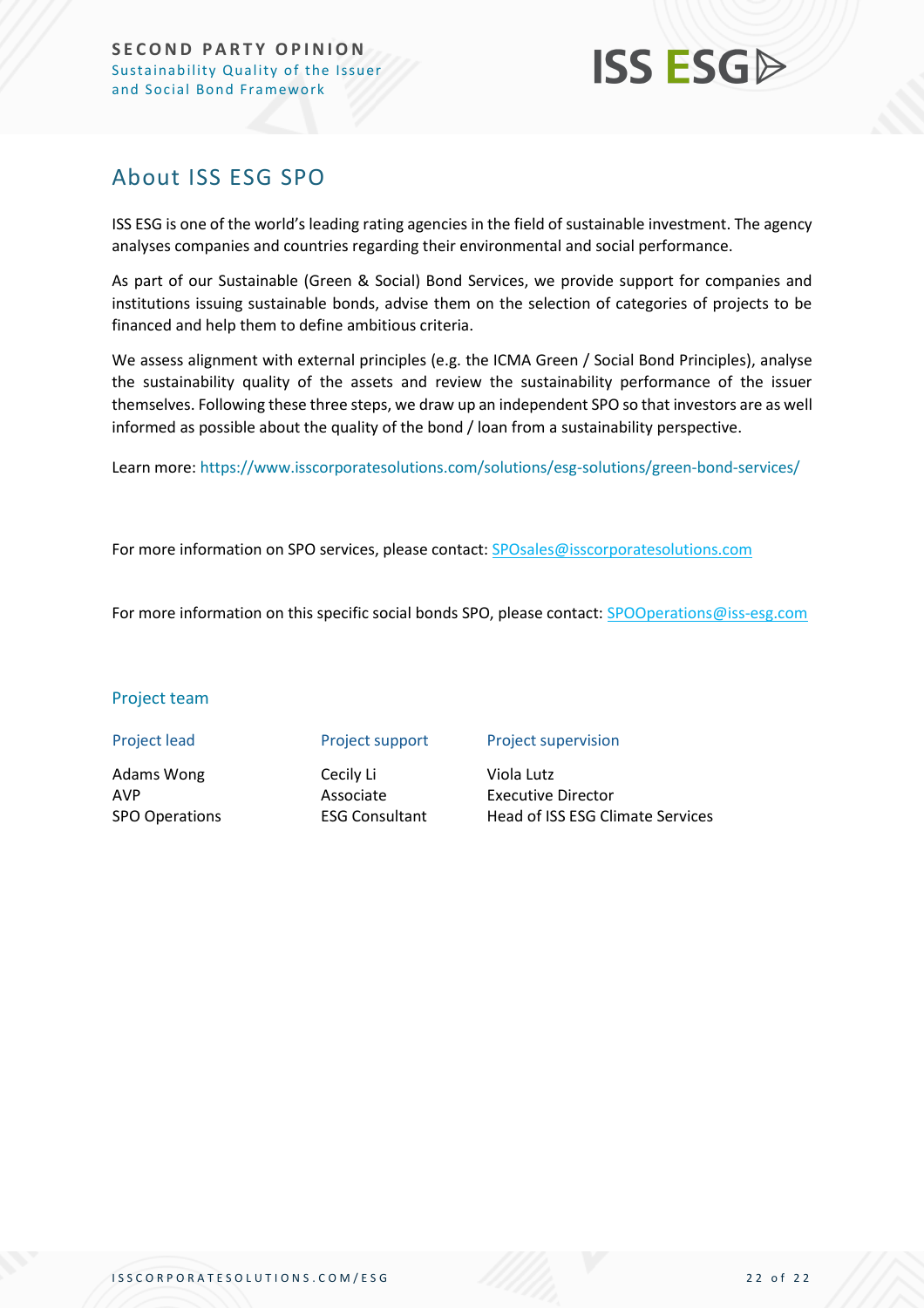## About ISS ESG SPO

ISS ESG is one of the world's leading rating agencies in the field of sustainable investment. The agency analyses companies and countries regarding their environmental and social performance.

As part of our Sustainable (Green & Social) Bond Services, we provide support for companies and institutions issuing sustainable bonds, advise them on the selection of categories of projects to be financed and help them to define ambitious criteria.

We assess alignment with external principles (e.g. the ICMA Green / Social Bond Principles), analyse the sustainability quality of the assets and review the sustainability performance of the issuer themselves. Following these three steps, we draw up an independent SPO so that investors are as well informed as possible about the quality of the bond / loan from a sustainability perspective.

Learn more: https://www.isscorporatesolutions.com/solutions/esg-solutions/green-bond-services/

For more information on SPO services, please contact: SPOsales@isscorporatesolutions.com

For more information on this specific social bonds SPO, please contact: SPOOperations@iss-esg.com

### Project team

| Project lead | Project support | Project supervision |
|---|---|---|
| Adams Wong<br>AVP<br>SPO Operations | Cecily Li<br>Associate<br>ESG Consultant | Viola Lutz<br>Executive Director<br>Head of ISS ESG Climate Services |